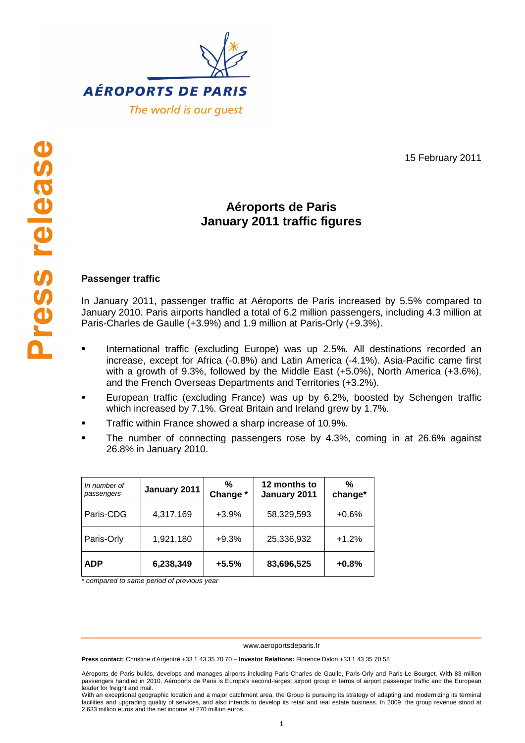AÉROPORTS DE PARIS

*The world is our guest*

**Press release**

15 February 2011

# Aéroports de Paris
# January 2011 traffic figures

## Passenger traffic

In January 2011, passenger traffic at Aéroports de Paris increased by 5.5% compared to January 2010. Paris airports handled a total of 6.2 million passengers, including 4.3 million at Paris-Charles de Gaulle (+3.9%) and 1.9 million at Paris-Orly (+9.3%).

- International traffic (excluding Europe) was up 2.5%. All destinations recorded an increase, except for Africa (-0.8%) and Latin America (-4.1%). Asia-Pacific came first with a growth of 9.3%, followed by the Middle East (+5.0%), North America (+3.6%), and the French Overseas Departments and Territories (+3.2%).
- European traffic (excluding France) was up by 6.2%, boosted by Schengen traffic which increased by 7.1%. Great Britain and Ireland grew by 1.7%.
- Traffic within France showed a sharp increase of 10.9%.
- The number of connecting passengers rose by 4.3%, coming in at 26.6% against 26.8% in January 2010.

| *In number of passengers* | **January 2011** | **% Change \*** | **12 months to January 2011** | **% change\*** |
|---|---|---|---|---|
| Paris-CDG | 4,317,169 | +3.9% | 58,329,593 | +0.6% |
| Paris-Orly | 1,921,180 | +9.3% | 25,336,932 | +1.2% |
| **ADP** | **6,238,349** | **+5.5%** | **83,696,525** | **+0.8%** |

*\* compared to same period of previous year*

www.aeroportsdeparis.fr

**Press contact:** Christine d'Argentré +33 1 43 35 70 70 – **Investor Relations:** Florence Dalon +33 1 43 35 70 58

Aéroports de Paris builds, develops and manages airports including Paris-Charles de Gaulle, Paris-Orly and Paris-Le Bourget. With 83 million passengers handled in 2010, Aéroports de Paris is Europe's second-largest airport group in terms of airport passenger traffic and the European leader for freight and mail.

With an exceptional geographic location and a major catchment area, the Group is pursuing its strategy of adapting and modernizing its terminal facilities and upgrading quality of services, and also intends to develop its retail and real estate business. In 2009, the group revenue stood at 2,633 million euros and the net income at 270 million euros.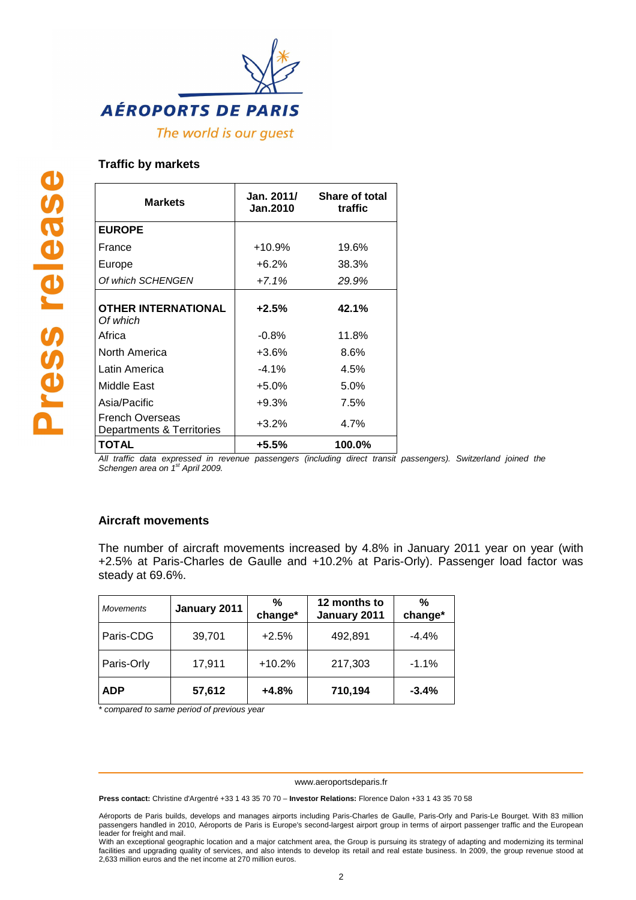### Traffic by markets

| Markets | Jan. 2011/ Jan.2010 | Share of total traffic |
|---|---|---|
| **EUROPE** | | |
| France | +10.9% | 19.6% |
| Europe | +6.2% | 38.3% |
| *Of which SCHENGEN* | *+7.1%* | *29.9%* |
| **OTHER INTERNATIONAL** *Of which* | **+2.5%** | **42.1%** |
| Africa | -0.8% | 11.8% |
| North America | +3.6% | 8.6% |
| Latin America | -4.1% | 4.5% |
| Middle East | +5.0% | 5.0% |
| Asia/Pacific | +9.3% | 7.5% |
| French Overseas Departments & Territories | +3.2% | 4.7% |
| **TOTAL** | **+5.5%** | **100.0%** |

*All traffic data expressed in revenue passengers (including direct transit passengers). Switzerland joined the Schengen area on 1st April 2009.*

### Aircraft movements

The number of aircraft movements increased by 4.8% in January 2011 year on year (with +2.5% at Paris-Charles de Gaulle and +10.2% at Paris-Orly). Passenger load factor was steady at 69.6%.

| *Movements* | January 2011 | % change* | 12 months to January 2011 | % change* |
|---|---|---|---|---|
| Paris-CDG | 39,701 | +2.5% | 492,891 | -4.4% |
| Paris-Orly | 17,911 | +10.2% | 217,303 | -1.1% |
| **ADP** | **57,612** | **+4.8%** | **710,194** | **-3.4%** |

*\* compared to same period of previous year*

www.aeroportsdeparis.fr

**Press contact:** Christine d'Argentré +33 1 43 35 70 70 – **Investor Relations:** Florence Dalon +33 1 43 35 70 58

Aéroports de Paris builds, develops and manages airports including Paris-Charles de Gaulle, Paris-Orly and Paris-Le Bourget. With 83 million passengers handled in 2010, Aéroports de Paris is Europe's second-largest airport group in terms of airport passenger traffic and the European leader for freight and mail.
With an exceptional geographic location and a major catchment area, the Group is pursuing its strategy of adapting and modernizing its terminal facilities and upgrading quality of services, and also intends to develop its retail and real estate business. In 2009, the group revenue stood at 2,633 million euros and the net income at 270 million euros.